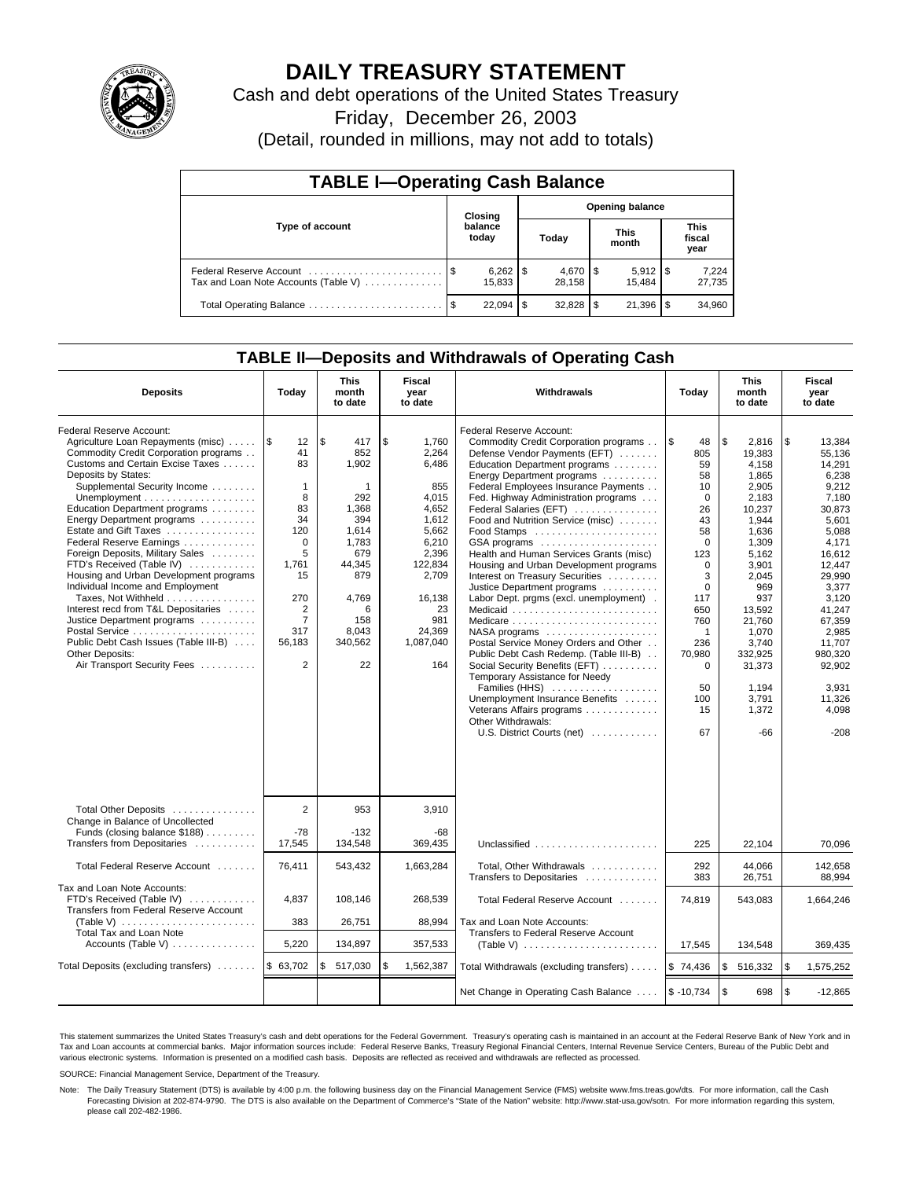# DAILY TREASURY STATEMENT

Cash and debt operations of the United States Treasury

Friday, December 26, 2003

(Detail, rounded in millions, may not add to totals)

## TABLE I—Operating Cash Balance

| Type of account | Closing balance today | Opening balance Today | Opening balance This month | Opening balance This fiscal year |
|---|---|---|---|---|
| Federal Reserve Account | $ 6,262 | $ 4,670 | $ 5,912 | $ 7,224 |
| Tax and Loan Note Accounts (Table V) | 15,833 | 28,158 | 15,484 | 27,735 |
| Total Operating Balance | $ 22,094 | $ 32,828 | $ 21,396 | $ 34,960 |

## TABLE II—Deposits and Withdrawals of Operating Cash

| Deposits | Today | This month to date | Fiscal year to date | Withdrawals | Today | This month to date | Fiscal year to date |
|---|---|---|---|---|---|---|---|
| Federal Reserve Account: | | | | Federal Reserve Account: | | | |
| Agriculture Loan Repayments (misc) | $ 12 | $ 417 | $ 1,760 | Commodity Credit Corporation programs | $ 48 | $ 2,816 | $ 13,384 |
| Commodity Credit Corporation programs | 41 | 852 | 2,264 | Defense Vendor Payments (EFT) | 805 | 19,383 | 55,136 |
| Customs and Certain Excise Taxes | 83 | 1,902 | 6,486 | Education Department programs | 59 | 4,158 | 14,291 |
| Deposits by States: | | | | Energy Department programs | 58 | 1,865 | 6,238 |
| Supplemental Security Income | 1 | 1 | 855 | Federal Employees Insurance Payments | 10 | 2,905 | 9,212 |
| Unemployment | 8 | 292 | 4,015 | Fed. Highway Administration programs | 0 | 2,183 | 7,180 |
| Education Department programs | 83 | 1,368 | 4,652 | Federal Salaries (EFT) | 26 | 10,237 | 30,873 |
| Energy Department programs | 34 | 394 | 1,612 | Food and Nutrition Service (misc) | 43 | 1,944 | 5,601 |
| Estate and Gift Taxes | 120 | 1,614 | 5,662 | Food Stamps | 58 | 1,636 | 5,088 |
| Federal Reserve Earnings | 0 | 1,783 | 6,210 | GSA programs | 0 | 1,309 | 4,171 |
| Foreign Deposits, Military Sales | 5 | 679 | 2,396 | Health and Human Services Grants (misc) | 123 | 5,162 | 16,612 |
| FTD's Received (Table IV) | 1,761 | 44,345 | 122,834 | Housing and Urban Development programs | 0 | 3,901 | 12,447 |
| Housing and Urban Development programs | 15 | 879 | 2,709 | Interest on Treasury Securities | 3 | 2,045 | 29,990 |
| Individual Income and Employment | | | | Justice Department programs | 0 | 969 | 3,377 |
| Taxes, Not Withheld | 270 | 4,769 | 16,138 | Labor Dept. prgms (excl. unemployment) | 117 | 937 | 3,120 |
| Interest recd from T&L Depositaries | 2 | 6 | 23 | Medicaid | 650 | 13,592 | 41,247 |
| Justice Department programs | 7 | 158 | 981 | Medicare | 760 | 21,760 | 67,359 |
| Postal Service | 317 | 8,043 | 24,369 | NASA programs | 1 | 1,070 | 2,985 |
| Public Debt Cash Issues (Table III-B) | 56,183 | 340,562 | 1,087,040 | Postal Service Money Orders and Other | 236 | 3,740 | 11,707 |
| Other Deposits: | | | | Public Debt Cash Redemp. (Table III-B) | 70,980 | 332,925 | 980,320 |
| Air Transport Security Fees | 2 | 22 | 164 | Social Security Benefits (EFT) | 0 | 31,373 | 92,902 |
| | | | | Temporary Assistance for Needy Families (HHS) | 50 | 1,194 | 3,931 |
| | | | | Unemployment Insurance Benefits | 100 | 3,791 | 11,326 |
| | | | | Veterans Affairs programs | 15 | 1,372 | 4,098 |
| | | | | Other Withdrawals: | | | |
| | | | | U.S. District Courts (net) | 67 | -66 | -208 |
| Total Other Deposits | 2 | 953 | 3,910 | | | | |
| Change in Balance of Uncollected Funds (closing balance $188) | -78 | -132 | -68 | | | | |
| Transfers from Depositaries | 17,545 | 134,548 | 369,435 | Unclassified | 225 | 22,104 | 70,096 |
| Total Federal Reserve Account | 76,411 | 543,432 | 1,663,284 | Total, Other Withdrawals | 292 | 44,066 | 142,658 |
| | | | | Transfers to Depositaries | 383 | 26,751 | 88,994 |
| Tax and Loan Note Accounts: | | | | | | | |
| FTD's Received (Table IV) | 4,837 | 108,146 | 268,539 | Total Federal Reserve Account | 74,819 | 543,083 | 1,664,246 |
| Transfers from Federal Reserve Account (Table V) | 383 | 26,751 | 88,994 | Tax and Loan Note Accounts: | | | |
| Total Tax and Loan Note Accounts (Table V) | 5,220 | 134,897 | 357,533 | Transfers to Federal Reserve Account (Table V) | 17,545 | 134,548 | 369,435 |
| Total Deposits (excluding transfers) | $ 63,702 | $ 517,030 | $ 1,562,387 | Total Withdrawals (excluding transfers) | $ 74,436 | $ 516,332 | $ 1,575,252 |
| | | | | Net Change in Operating Cash Balance | $ -10,734 | $ 698 | $ -12,865 |

This statement summarizes the United States Treasury's cash and debt operations for the Federal Government. Treasury's operating cash is maintained in an account at the Federal Reserve Bank of New York and in Tax and Loan accounts at commercial banks. Major information sources include: Federal Reserve Banks, Treasury Regional Financial Centers, Internal Revenue Service Centers, Bureau of the Public Debt and various electronic systems. Information is presented on a modified cash basis. Deposits are reflected as received and withdrawals are reflected as processed.

SOURCE: Financial Management Service, Department of the Treasury.

Note: The Daily Treasury Statement (DTS) is available by 4:00 p.m. the following business day on the Financial Management Service (FMS) website www.fms.treas.gov/dts. For more information, call the Cash Forecasting Division at 202-874-9790. The DTS is also available on the Department of Commerce's "State of the Nation" website: http://www.stat-usa.gov/sotn. For more information regarding this system, please call 202-482-1986.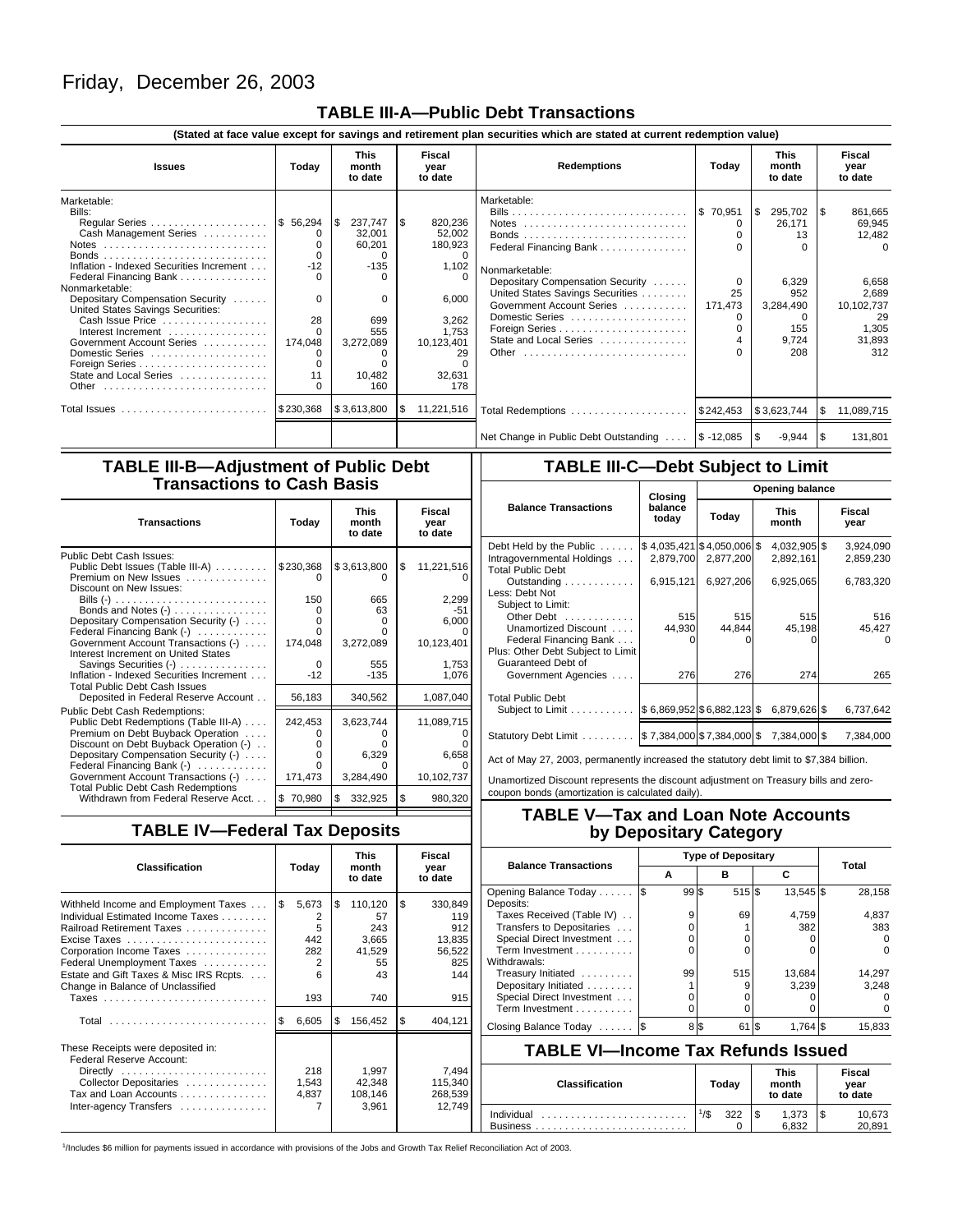Friday, December 26, 2003

## TABLE III-A—Public Debt Transactions

(Stated at face value except for savings and retirement plan securities which are stated at current redemption value)

| Issues | Today | This month to date | Fiscal year to date |
|---|---|---|---|
| Marketable: | | | |
| Bills: | | | |
| Regular Series | $ 56,294 | $ 237,747 | $ 820,236 |
| Cash Management Series | 0 | 32,001 | 52,002 |
| Notes | 0 | 60,201 | 180,923 |
| Bonds | 0 | 0 | 0 |
| Inflation - Indexed Securities Increment | -12 | -135 | 1,102 |
| Federal Financing Bank | 0 | 0 | 0 |
| Nonmarketable: | | | |
| Depository Compensation Security | 0 | 0 | 6,000 |
| United States Savings Securities: | | | |
| Cash Issue Price | 28 | 699 | 3,262 |
| Interest Increment | 0 | 555 | 1,753 |
| Government Account Series | 174,048 | 3,272,089 | 10,123,401 |
| Domestic Series | 0 | 0 | 29 |
| Foreign Series | 0 | 0 | 0 |
| State and Local Series | 11 | 10,482 | 32,631 |
| Other | 0 | 160 | 178 |
| Total Issues | $230,368 | $3,613,800 | $ 11,221,516 |

| Redemptions | Today | This month to date | Fiscal year to date |
|---|---|---|---|
| Marketable: | | | |
| Bills | $ 70,951 | $ 295,702 | $ 861,665 |
| Notes | 0 | 26,171 | 69,945 |
| Bonds | 0 | 13 | 12,482 |
| Federal Financing Bank | 0 | 0 | 0 |
| Nonmarketable: | | | |
| Depositary Compensation Security | 0 | 6,329 | 6,658 |
| United States Savings Securities | 25 | 952 | 2,689 |
| Government Account Series | 171,473 | 3,284,490 | 10,102,737 |
| Domestic Series | 0 | 0 | 29 |
| Foreign Series | 0 | 155 | 1,305 |
| State and Local Series | 4 | 9,724 | 31,893 |
| Other | 0 | 208 | 312 |
| Total Redemptions | $242,453 | $3,623,744 | $ 11,089,715 |
| Net Change in Public Debt Outstanding | $ -12,085 | $ -9,944 | $ 131,801 |

## TABLE III-B—Adjustment of Public Debt Transactions to Cash Basis

| Transactions | Today | This month to date | Fiscal year to date |
|---|---|---|---|
| Public Debt Cash Issues: | | | |
| Public Debt Issues (Table III-A) | $230,368 | $3,613,800 | $ 11,221,516 |
| Premium on New Issues | 0 | 0 | 0 |
| Discount on New Issues: | | | |
| Bills (-) | 150 | 665 | 2,299 |
| Bonds and Notes (-) | 0 | 63 | -51 |
| Depositary Compensation Security (-) | 0 | 0 | 6,000 |
| Federal Financing Bank (-) | 0 | 0 | 0 |
| Government Account Transactions (-) | 174,048 | 3,272,089 | 10,123,401 |
| Interest Increment on United States Savings Securities (-) | 0 | 555 | 1,753 |
| Inflation - Indexed Securities Increment | -12 | -135 | 1,076 |
| Total Public Debt Cash Issues Deposited in Federal Reserve Account | 56,183 | 340,562 | 1,087,040 |
| Public Debt Cash Redemptions: | | | |
| Public Debt Redemptions (Table III-A) | 242,453 | 3,623,744 | 11,089,715 |
| Premium on Debt Buyback Operation | 0 | 0 | 0 |
| Discount on Debt Buyback Operation (-) | 0 | 0 | 0 |
| Depositary Compensation Security (-) | 0 | 6,329 | 6,658 |
| Federal Financing Bank (-) | 0 | 0 | 0 |
| Government Account Transactions (-) | 171,473 | 3,284,490 | 10,102,737 |
| Total Public Debt Cash Redemptions Withdrawn from Federal Reserve Acct. | $ 70,980 | $ 332,925 | $ 980,320 |

## TABLE III-C—Debt Subject to Limit

| Balance Transactions | Closing balance today | Opening balance Today | Opening balance This month | Opening balance Fiscal year |
|---|---|---|---|---|
| Debt Held by the Public | $ 4,035,421 | $ 4,050,006 | $ 4,032,905 | $ 3,924,090 |
| Intragovernmental Holdings | 2,879,700 | 2,877,200 | 2,892,161 | 2,859,230 |
| Total Public Debt Outstanding | 6,915,121 | 6,927,206 | 6,925,065 | 6,783,320 |
| Less: Debt Not Subject to Limit: | | | | |
| Other Debt | 515 | 515 | 515 | 516 |
| Unamortized Discount | 44,930 | 44,844 | 45,198 | 45,427 |
| Federal Financing Bank | 0 | 0 | 0 | 0 |
| Plus: Other Debt Subject to Limit Guaranteed Debt of Government Agencies | 276 | 276 | 274 | 265 |
| Total Public Debt Subject to Limit | $ 6,869,952 | $ 6,882,123 | $ 6,879,626 | $ 6,737,642 |
| Statutory Debt Limit | $ 7,384,000 | $ 7,384,000 | $ 7,384,000 | $ 7,384,000 |

Act of May 27, 2003, permanently increased the statutory debt limit to $7,384 billion.

Unamortized Discount represents the discount adjustment on Treasury bills and zero-coupon bonds (amortization is calculated daily).

## TABLE IV—Federal Tax Deposits

| Classification | Today | This month to date | Fiscal year to date |
|---|---|---|---|
| Withheld Income and Employment Taxes | $ 5,673 | $ 110,120 | $ 330,849 |
| Individual Estimated Income Taxes | 2 | 57 | 119 |
| Railroad Retirement Taxes | 5 | 243 | 912 |
| Excise Taxes | 442 | 3,665 | 13,835 |
| Corporation Income Taxes | 282 | 41,529 | 56,522 |
| Federal Unemployment Taxes | 2 | 55 | 825 |
| Estate and Gift Taxes & Misc IRS Rcpts. | 6 | 43 | 144 |
| Change in Balance of Unclassified Taxes | 193 | 740 | 915 |
| Total | $ 6,605 | $ 156,452 | $ 404,121 |
| These Receipts were deposited in: | | | |
| Federal Reserve Account: | | | |
| Directly | 218 | 1,997 | 7,494 |
| Collector Depositaries | 1,543 | 42,348 | 115,340 |
| Tax and Loan Accounts | 4,837 | 108,146 | 268,539 |
| Inter-agency Transfers | 7 | 3,961 | 12,749 |

## TABLE V—Tax and Loan Note Accounts by Depositary Category

| Balance Transactions | Type of Depositary A | B | C | Total |
|---|---|---|---|---|
| Opening Balance Today | $ 99 | $ 515 | $ 13,545 | $ 28,158 |
| Deposits: | | | | |
| Taxes Received (Table IV) | 9 | 69 | 4,759 | 4,837 |
| Transfers to Depositaries | 0 | 1 | 382 | 383 |
| Special Direct Investment | 0 | 0 | 0 | 0 |
| Term Investment | 0 | 0 | 0 | 0 |
| Withdrawals: | | | | |
| Treasury Initiated | 99 | 515 | 13,684 | 14,297 |
| Depositary Initiated | 1 | 9 | 3,239 | 3,248 |
| Special Direct Investment | 0 | 0 | 0 | 0 |
| Term Investment | 0 | 0 | 0 | 0 |
| Closing Balance Today | $ 8 | $ 61 | $ 1,764 | $ 15,833 |

## TABLE VI—Income Tax Refunds Issued

| Classification | Today | This month to date | Fiscal year to date |
|---|---|---|---|
| Individual | [1]$ 322 | $ 1,373 | $ 10,673 |
| Business | 0 | 6,832 | 20,891 |

[1]Includes $6 million for payments issued in accordance with provisions of the Jobs and Growth Tax Relief Reconciliation Act of 2003.